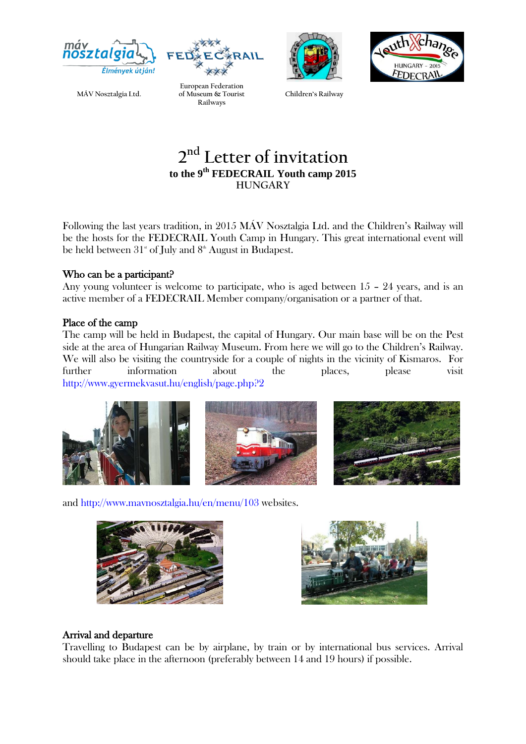MÁV Nosztalgia Ltd.

European Federation of Museum & Tourist Railways

Children's Railway

# 2nd Letter of invitation

**to the 9th FEDECRAIL Youth camp 2015**

HUNGARY

Following the last years tradition, in 2015 MÁV Nosztalgia Ltd. and the Children's Railway will be the hosts for the FEDECRAIL Youth Camp in Hungary. This great international event will be held between 31st of July and 8th August in Budapest.

## Who can be a participant?

Any young volunteer is welcome to participate, who is aged between 15 – 24 years, and is an active member of a FEDECRAIL Member company/organisation or a partner of that.

## Place of the camp

The camp will be held in Budapest, the capital of Hungary. Our main base will be on the Pest side at the area of Hungarian Railway Museum. From here we will go to the Children's Railway. We will also be visiting the countryside for a couple of nights in the vicinity of Kismaros. For further information about the places, please visit http://www.gyermekvasut.hu/english/page.php?2

and http://www.mavnosztalgia.hu/en/menu/103 websites.

## Arrival and departure

Travelling to Budapest can be by airplane, by train or by international bus services. Arrival should take place in the afternoon (preferably between 14 and 19 hours) if possible.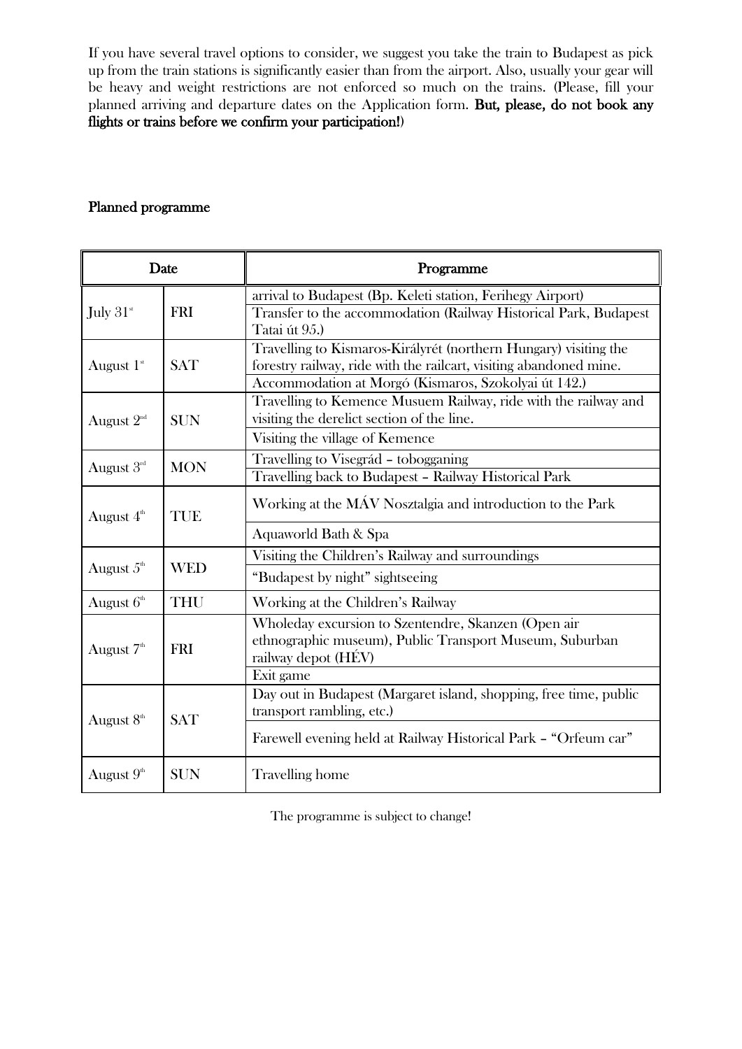If you have several travel options to consider, we suggest you take the train to Budapest as pick up from the train stations is significantly easier than from the airport. Also, usually your gear will be heavy and weight restrictions are not enforced so much on the trains. (Please, fill your planned arriving and departure dates on the Application form. **But, please, do not book any flights or trains before we confirm your participation!**)

## Planned programme

| Date | | Programme |
|---|---|---|
| July 31st | FRI | arrival to Budapest (Bp. Keleti station, Ferihegy Airport) |
| | | Transfer to the accommodation (Railway Historical Park, Budapest Tatai út 95.) |
| August 1st | SAT | Travelling to Kismaros-Királyrét (northern Hungary) visiting the forestry railway, ride with the railcart, visiting abandoned mine. |
| | | Accommodation at Morgó (Kismaros, Szokolyai út 142.) |
| August 2nd | SUN | Travelling to Kemence Musuem Railway, ride with the railway and visiting the derelict section of the line. |
| | | Visiting the village of Kemence |
| August 3rd | MON | Travelling to Visegrád – tobogganing |
| | | Travelling back to Budapest – Railway Historical Park |
| August 4th | TUE | Working at the MÁV Nosztalgia and introduction to the Park |
| | | Aquaworld Bath & Spa |
| August 5th | WED | Visiting the Children's Railway and surroundings |
| | | "Budapest by night" sightseeing |
| August 6th | THU | Working at the Children's Railway |
| August 7th | FRI | Wholeday excursion to Szentendre, Skanzen (Open air ethnographic museum), Public Transport Museum, Suburban railway depot (HÉV) |
| | | Exit game |
| August 8th | SAT | Day out in Budapest (Margaret island, shopping, free time, public transport rambling, etc.) |
| | | Farewell evening held at Railway Historical Park – "Orfeum car" |
| August 9th | SUN | Travelling home |

The programme is subject to change!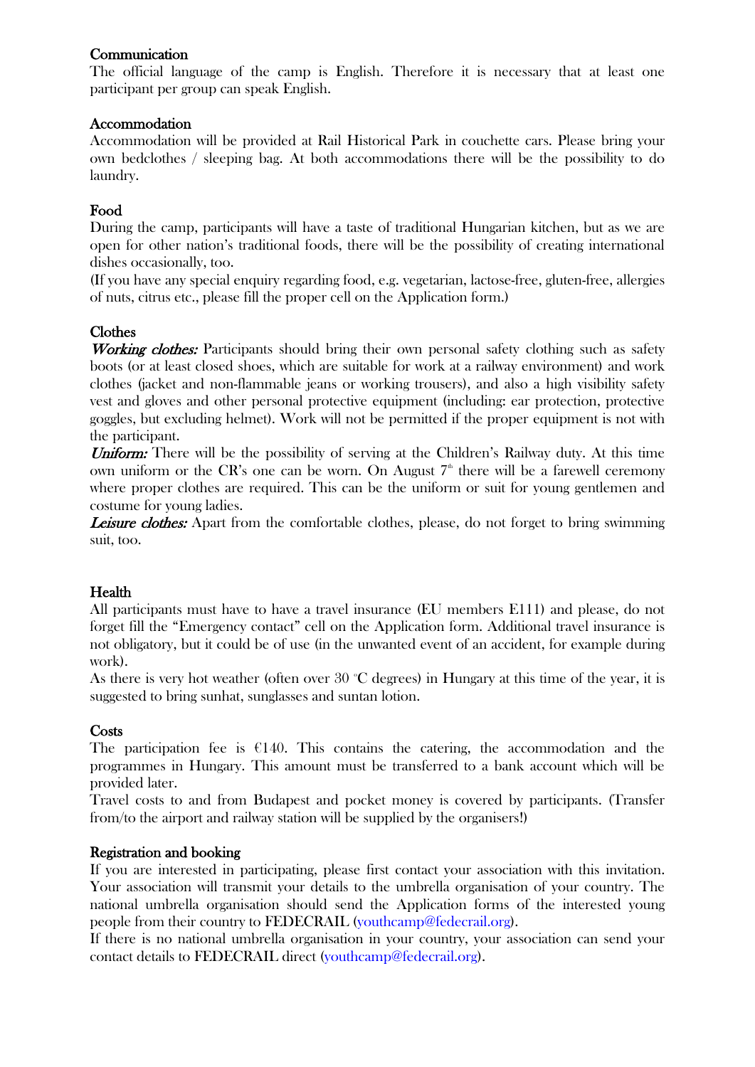## Communication

The official language of the camp is English. Therefore it is necessary that at least one participant per group can speak English.

## Accommodation

Accommodation will be provided at Rail Historical Park in couchette cars. Please bring your own bedclothes / sleeping bag. At both accommodations there will be the possibility to do laundry.

## Food

During the camp, participants will have a taste of traditional Hungarian kitchen, but as we are open for other nation's traditional foods, there will be the possibility of creating international dishes occasionally, too.

(If you have any special enquiry regarding food, e.g. vegetarian, lactose-free, gluten-free, allergies of nuts, citrus etc., please fill the proper cell on the Application form.)

## Clothes

***Working clothes:*** Participants should bring their own personal safety clothing such as safety boots (or at least closed shoes, which are suitable for work at a railway environment) and work clothes (jacket and non-flammable jeans or working trousers), and also a high visibility safety vest and gloves and other personal protective equipment (including: ear protection, protective goggles, but excluding helmet). Work will not be permitted if the proper equipment is not with the participant.

***Uniform:*** There will be the possibility of serving at the Children's Railway duty. At this time own uniform or the CR's one can be worn. On August 7th there will be a farewell ceremony where proper clothes are required. This can be the uniform or suit for young gentlemen and costume for young ladies.

***Leisure clothes:*** Apart from the comfortable clothes, please, do not forget to bring swimming suit, too.

## Health

All participants must have to have a travel insurance (EU members E111) and please, do not forget fill the "Emergency contact" cell on the Application form. Additional travel insurance is not obligatory, but it could be of use (in the unwanted event of an accident, for example during work).

As there is very hot weather (often over 30 °C degrees) in Hungary at this time of the year, it is suggested to bring sunhat, sunglasses and suntan lotion.

## Costs

The participation fee is €140. This contains the catering, the accommodation and the programmes in Hungary. This amount must be transferred to a bank account which will be provided later.

Travel costs to and from Budapest and pocket money is covered by participants. (Transfer from/to the airport and railway station will be supplied by the organisers!)

## Registration and booking

If you are interested in participating, please first contact your association with this invitation. Your association will transmit your details to the umbrella organisation of your country. The national umbrella organisation should send the Application forms of the interested young people from their country to FEDECRAIL (youthcamp@fedecrail.org).

If there is no national umbrella organisation in your country, your association can send your contact details to FEDECRAIL direct (youthcamp@fedecrail.org).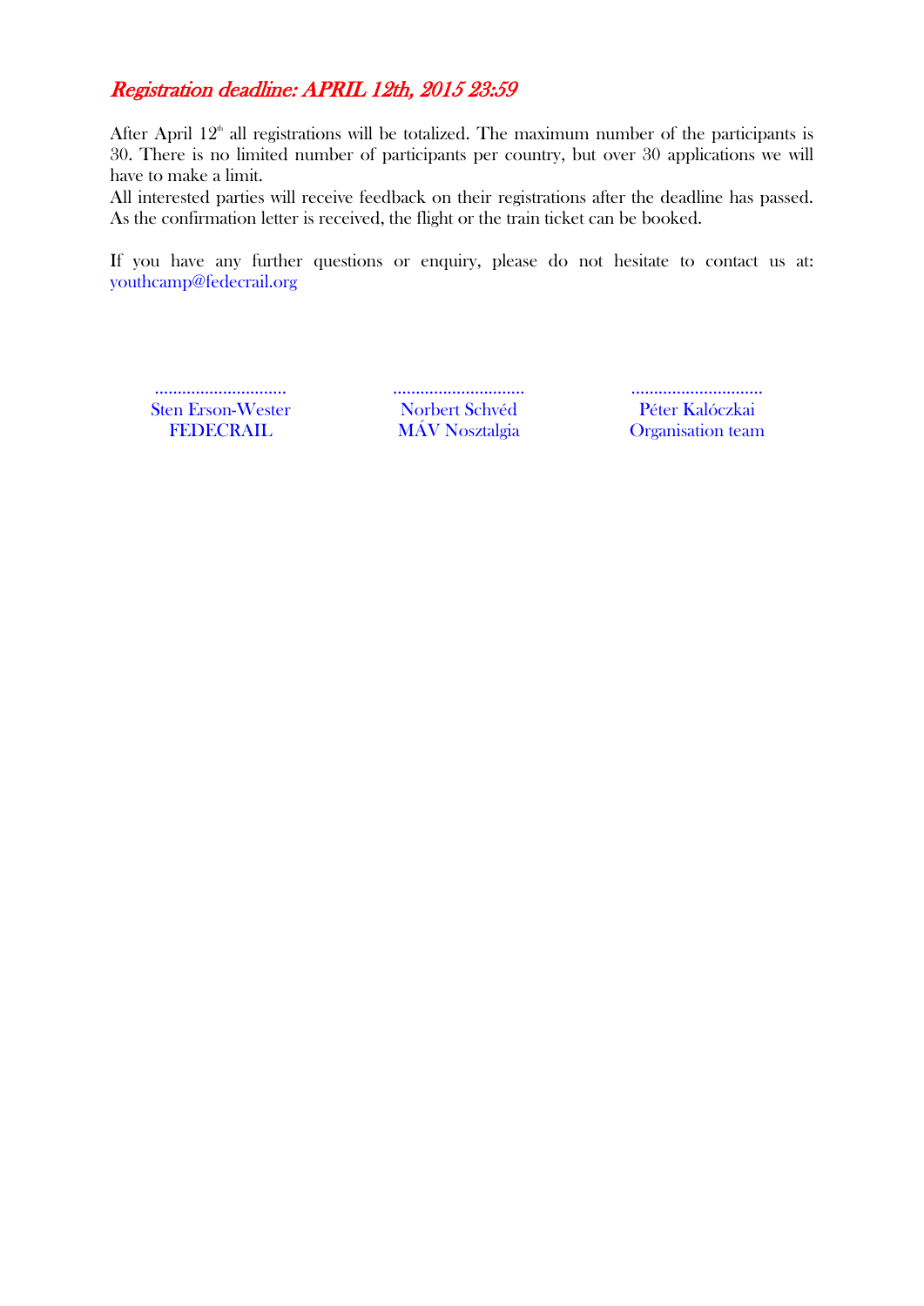### *Registration deadline: APRIL 12th, 2015 23:59*

After April 12th all registrations will be totalized. The maximum number of the participants is 30. There is no limited number of participants per country, but over 30 applications we will have to make a limit.
All interested parties will receive feedback on their registrations after the deadline has passed. As the confirmation letter is received, the flight or the train ticket can be booked.

If you have any further questions or enquiry, please do not hesitate to contact us at: youthcamp@fedecrail.org

| | | |
|---|---|---|
| ............................ | ............................ | ............................ |
| Sten Erson-Wester | Norbert Schvéd | Péter Kalóczkai |
| FEDECRAIL | MÁV Nosztalgia | Organisation team |